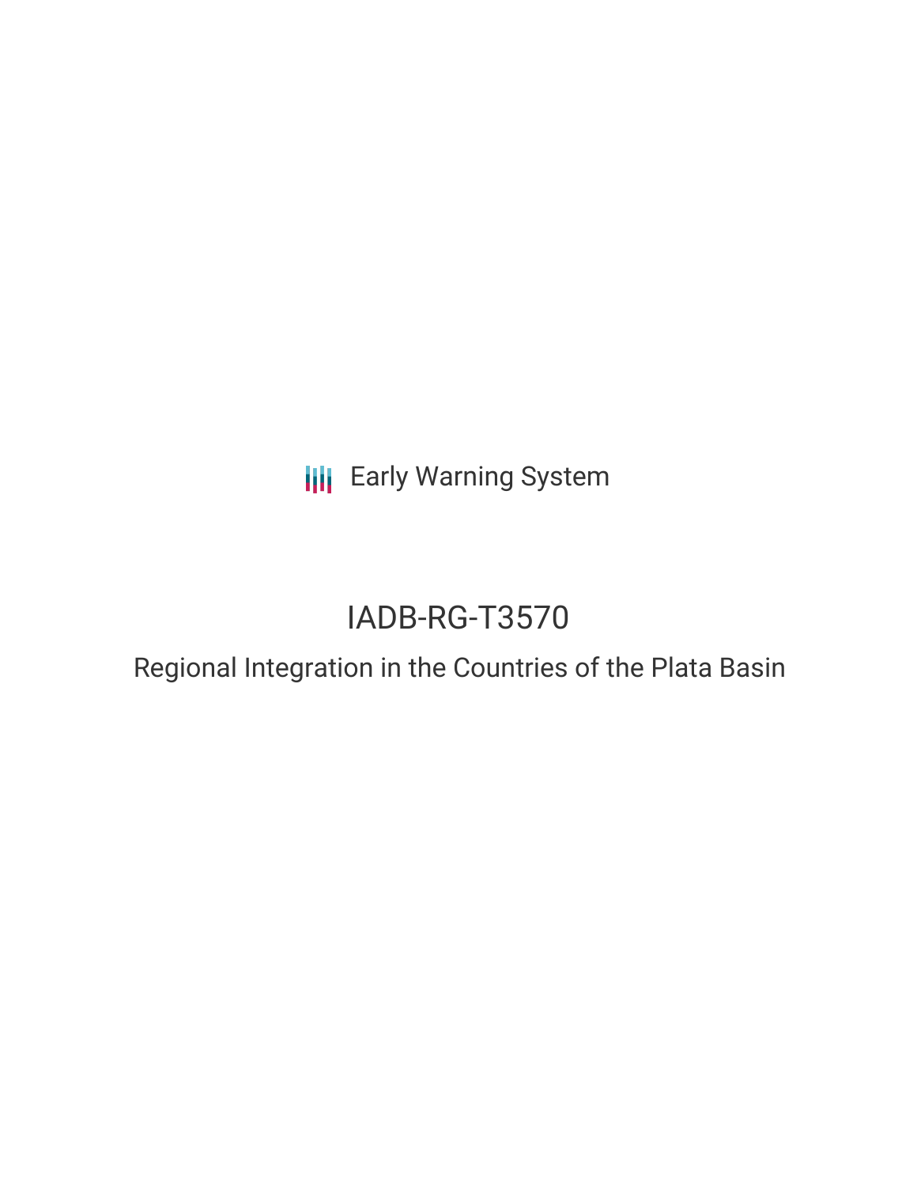Early Warning System

# IADB-RG-T3570

## Regional Integration in the Countries of the Plata Basin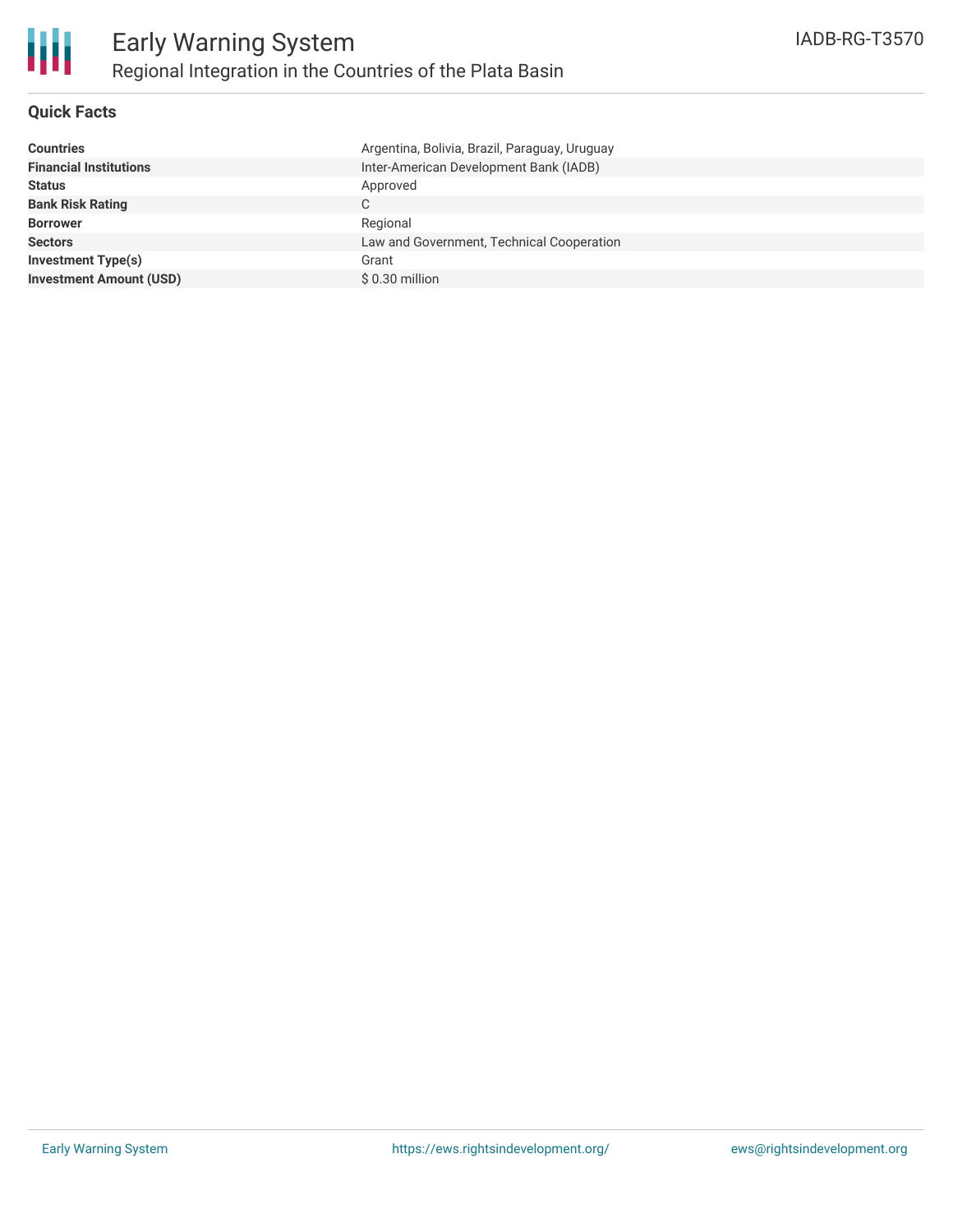# Regional Integration in the Countries of the Plata Basin

## Quick Facts

| | |
|---|---|
| **Countries** | Argentina, Bolivia, Brazil, Paraguay, Uruguay |
| **Financial Institutions** | Inter-American Development Bank (IADB) |
| **Status** | Approved |
| **Bank Risk Rating** | C |
| **Borrower** | Regional |
| **Sectors** | Law and Government, Technical Cooperation |
| **Investment Type(s)** | Grant |
| **Investment Amount (USD)** | $ 0.30 million |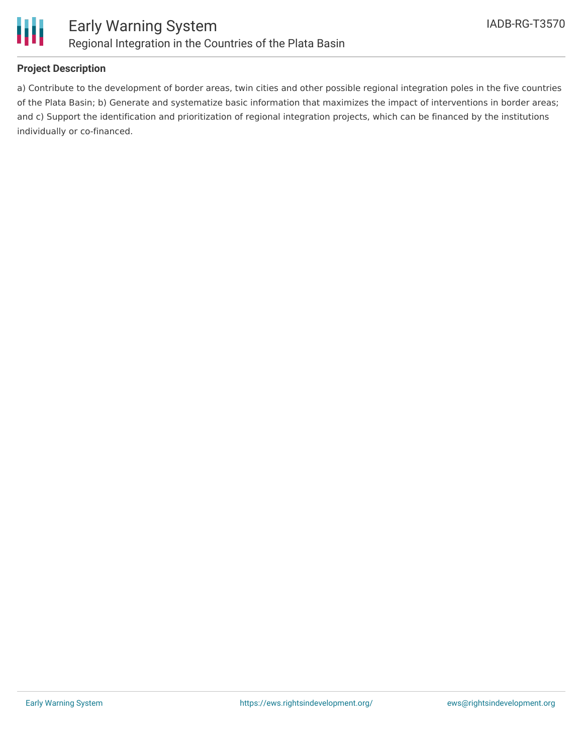## Project Description

a) Contribute to the development of border areas, twin cities and other possible regional integration poles in the five countries of the Plata Basin; b) Generate and systematize basic information that maximizes the impact of interventions in border areas; and c) Support the identification and prioritization of regional integration projects, which can be financed by the institutions individually or co-financed.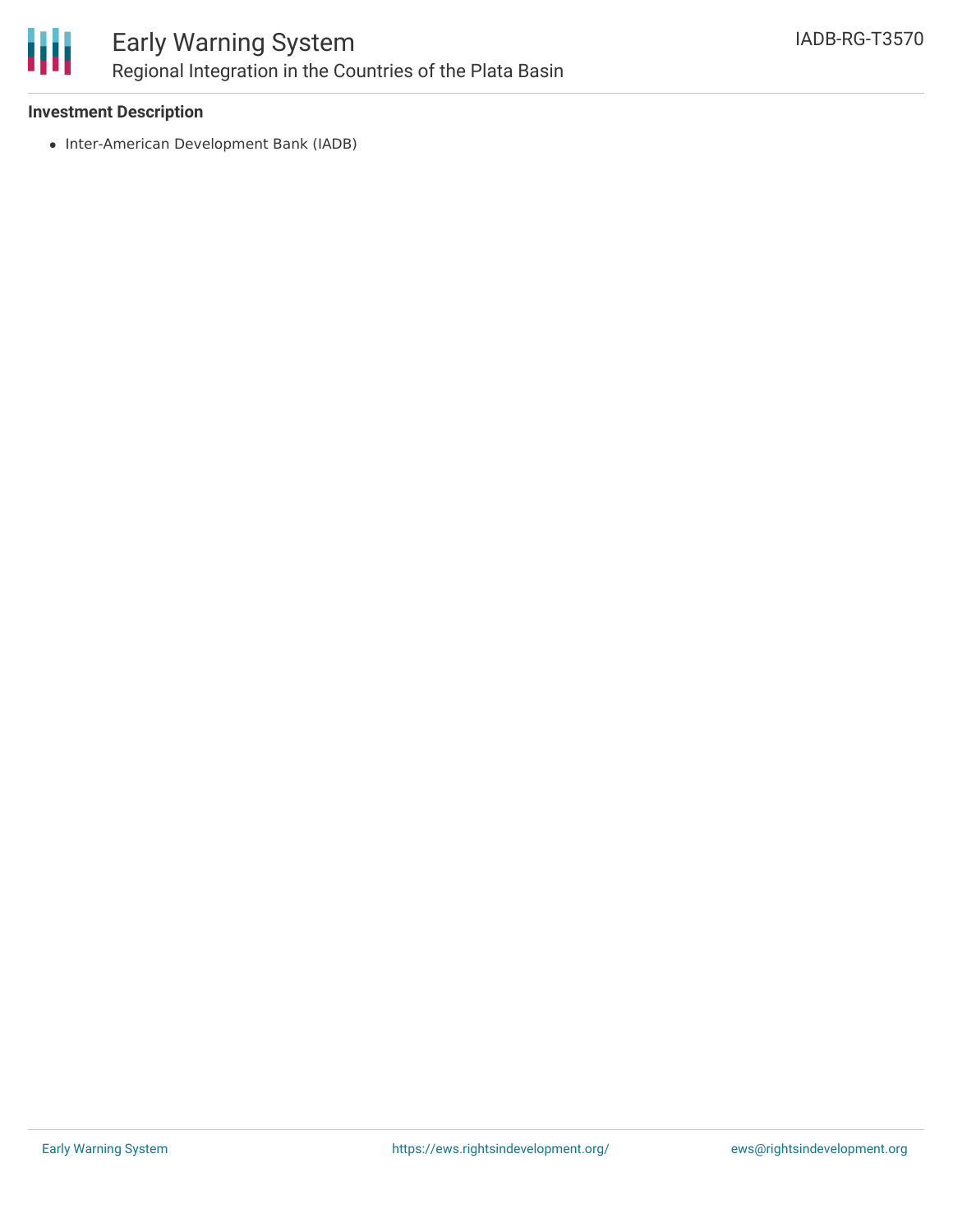**Investment Description**

- Inter-American Development Bank (IADB)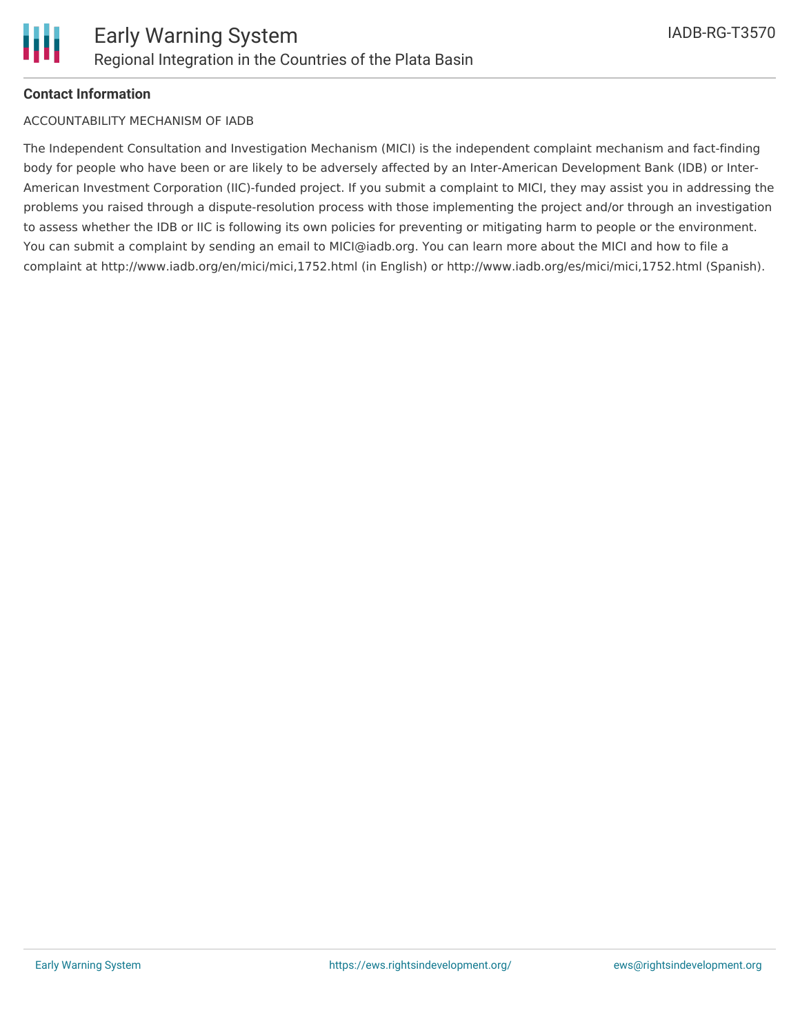**Contact Information**

ACCOUNTABILITY MECHANISM OF IADB

The Independent Consultation and Investigation Mechanism (MICI) is the independent complaint mechanism and fact-finding body for people who have been or are likely to be adversely affected by an Inter-American Development Bank (IDB) or Inter-American Investment Corporation (IIC)-funded project. If you submit a complaint to MICI, they may assist you in addressing the problems you raised through a dispute-resolution process with those implementing the project and/or through an investigation to assess whether the IDB or IIC is following its own policies for preventing or mitigating harm to people or the environment. You can submit a complaint by sending an email to MICI@iadb.org. You can learn more about the MICI and how to file a complaint at http://www.iadb.org/en/mici/mici,1752.html (in English) or http://www.iadb.org/es/mici/mici,1752.html (Spanish).